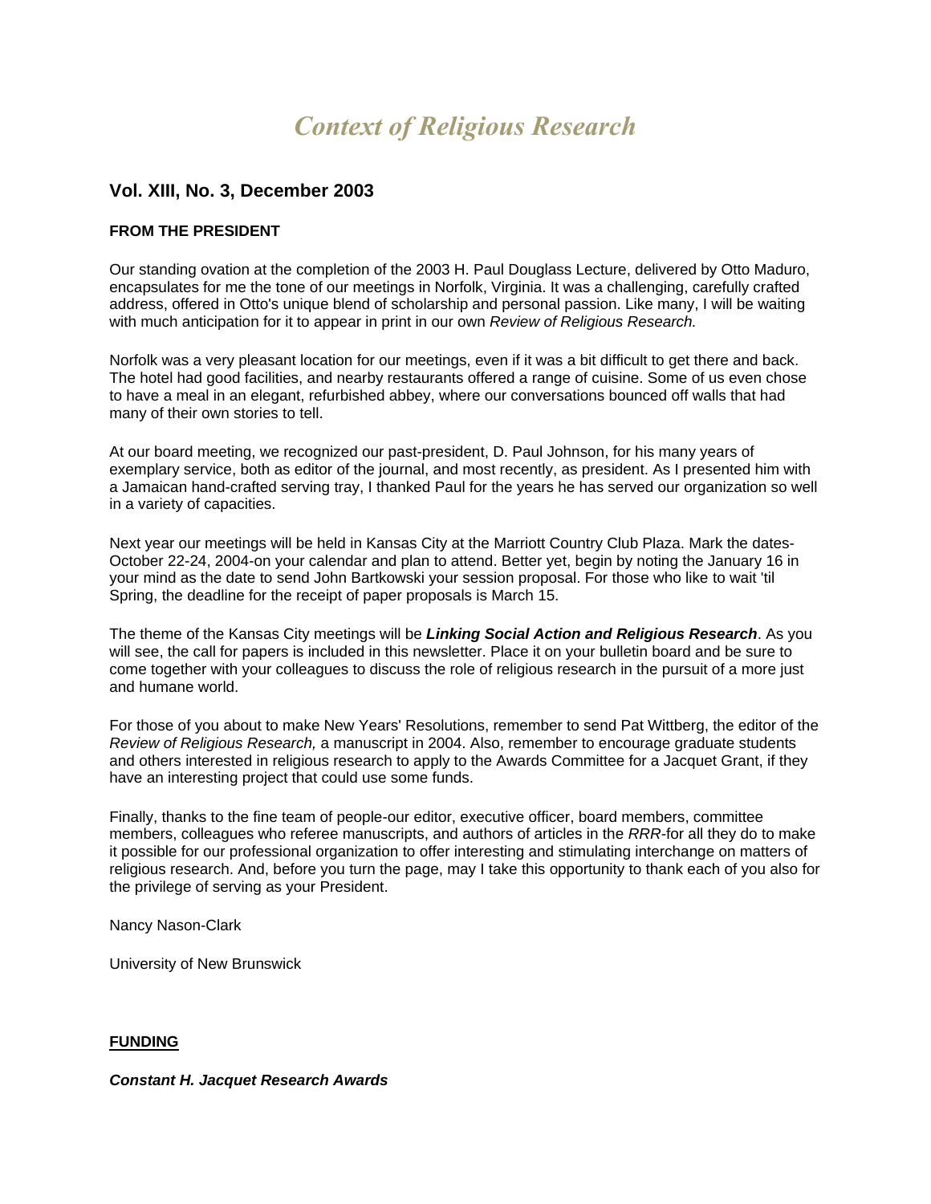# *Context of Religious Research*

## Vol. XIII, No. 3, December 2003

### FROM THE PRESIDENT

Our standing ovation at the completion of the 2003 H. Paul Douglass Lecture, delivered by Otto Maduro, encapsulates for me the tone of our meetings in Norfolk, Virginia. It was a challenging, carefully crafted address, offered in Otto's unique blend of scholarship and personal passion. Like many, I will be waiting with much anticipation for it to appear in print in our own *Review of Religious Research.*

Norfolk was a very pleasant location for our meetings, even if it was a bit difficult to get there and back. The hotel had good facilities, and nearby restaurants offered a range of cuisine. Some of us even chose to have a meal in an elegant, refurbished abbey, where our conversations bounced off walls that had many of their own stories to tell.

At our board meeting, we recognized our past-president, D. Paul Johnson, for his many years of exemplary service, both as editor of the journal, and most recently, as president. As I presented him with a Jamaican hand-crafted serving tray, I thanked Paul for the years he has served our organization so well in a variety of capacities.

Next year our meetings will be held in Kansas City at the Marriott Country Club Plaza. Mark the dates-October 22-24, 2004-on your calendar and plan to attend. Better yet, begin by noting the January 16 in your mind as the date to send John Bartkowski your session proposal. For those who like to wait 'til Spring, the deadline for the receipt of paper proposals is March 15.

The theme of the Kansas City meetings will be ***Linking Social Action and Religious Research***. As you will see, the call for papers is included in this newsletter. Place it on your bulletin board and be sure to come together with your colleagues to discuss the role of religious research in the pursuit of a more just and humane world.

For those of you about to make New Years' Resolutions, remember to send Pat Wittberg, the editor of the *Review of Religious Research,* a manuscript in 2004. Also, remember to encourage graduate students and others interested in religious research to apply to the Awards Committee for a Jacquet Grant, if they have an interesting project that could use some funds.

Finally, thanks to the fine team of people-our editor, executive officer, board members, committee members, colleagues who referee manuscripts, and authors of articles in the *RRR*-for all they do to make it possible for our professional organization to offer interesting and stimulating interchange on matters of religious research. And, before you turn the page, may I take this opportunity to thank each of you also for the privilege of serving as your President.

Nancy Nason-Clark

University of New Brunswick

### FUNDING

***Constant H. Jacquet Research Awards***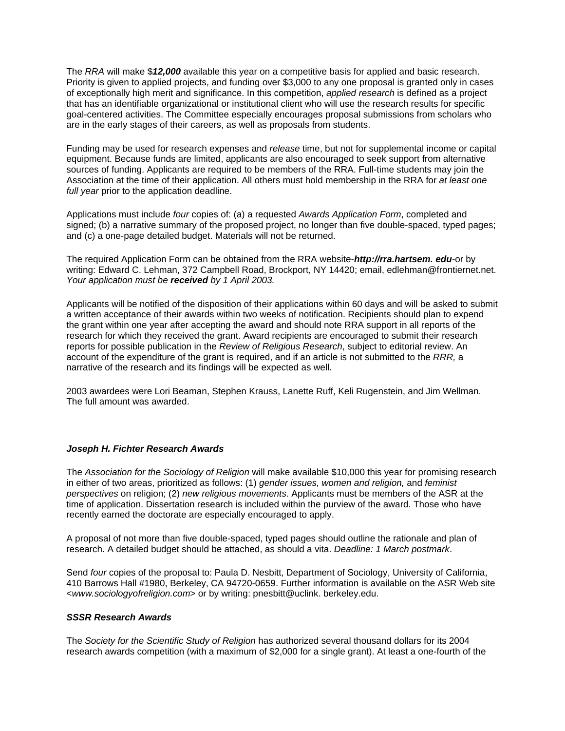The *RRA* will make $***12,000*** available this year on a competitive basis for applied and basic research. Priority is given to applied projects, and funding over $3,000 to any one proposal is granted only in cases of exceptionally high merit and significance. In this competition, *applied research* is defined as a project that has an identifiable organizational or institutional client who will use the research results for specific goal-centered activities. The Committee especially encourages proposal submissions from scholars who are in the early stages of their careers, as well as proposals from students.

Funding may be used for research expenses and *release* time, but not for supplemental income or capital equipment. Because funds are limited, applicants are also encouraged to seek support from alternative sources of funding. Applicants are required to be members of the RRA. Full-time students may join the Association at the time of their application. All others must hold membership in the RRA for *at least one full year* prior to the application deadline.

Applications must include *four* copies of: (a) a requested *Awards Application Form*, completed and signed; (b) a narrative summary of the proposed project, no longer than five double-spaced, typed pages; and (c) a one-page detailed budget. Materials will not be returned.

The required Application Form can be obtained from the RRA website-***http://rra.hartsem. edu***-or by writing: Edward C. Lehman, 372 Campbell Road, Brockport, NY 14420; email, edlehman@frontiernet.net. *Your application must be **received** by 1 April 2003.*

Applicants will be notified of the disposition of their applications within 60 days and will be asked to submit a written acceptance of their awards within two weeks of notification. Recipients should plan to expend the grant within one year after accepting the award and should note RRA support in all reports of the research for which they received the grant. Award recipients are encouraged to submit their research reports for possible publication in the *Review of Religious Research*, subject to editorial review. An account of the expenditure of the grant is required, and if an article is not submitted to the *RRR,* a narrative of the research and its findings will be expected as well.

2003 awardees were Lori Beaman, Stephen Krauss, Lanette Ruff, Keli Rugenstein, and Jim Wellman. The full amount was awarded.

### *Joseph H. Fichter Research Awards*

The *Association for the Sociology of Religion* will make available $10,000 this year for promising research in either of two areas, prioritized as follows: (1) *gender issues, women and religion,* and *feminist perspectives* on religion; (2) *new religious movements*. Applicants must be members of the ASR at the time of application. Dissertation research is included within the purview of the award. Those who have recently earned the doctorate are especially encouraged to apply.

A proposal of not more than five double-spaced, typed pages should outline the rationale and plan of research. A detailed budget should be attached, as should a vita. *Deadline: 1 March postmark*.

Send *four* copies of the proposal to: Paula D. Nesbitt, Department of Sociology, University of California, 410 Barrows Hall #1980, Berkeley, CA 94720-0659. Further information is available on the ASR Web site <*www.sociologyofreligion.com*> or by writing: pnesbitt@uclink. berkeley.edu.

### *SSSR Research Awards*

The *Society for the Scientific Study of Religion* has authorized several thousand dollars for its 2004 research awards competition (with a maximum of $2,000 for a single grant). At least a one-fourth of the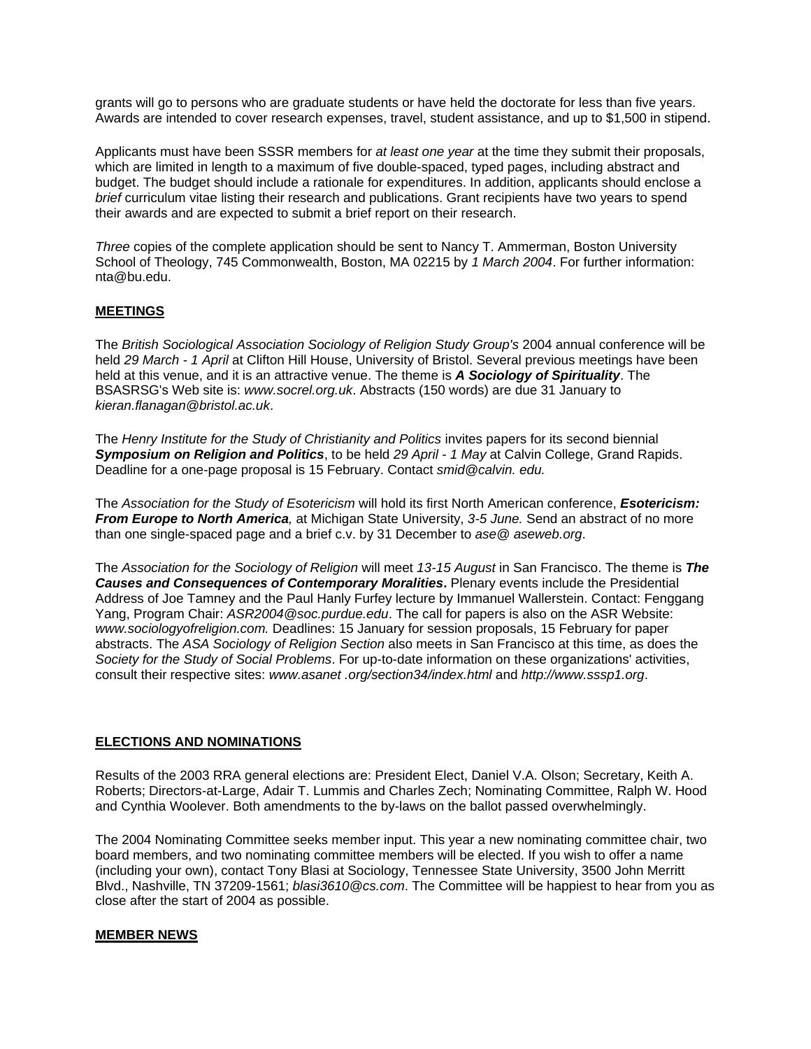grants will go to persons who are graduate students or have held the doctorate for less than five years. Awards are intended to cover research expenses, travel, student assistance, and up to $1,500 in stipend.

Applicants must have been SSSR members for *at least one year* at the time they submit their proposals, which are limited in length to a maximum of five double-spaced, typed pages, including abstract and budget. The budget should include a rationale for expenditures. In addition, applicants should enclose a *brief* curriculum vitae listing their research and publications. Grant recipients have two years to spend their awards and are expected to submit a brief report on their research.

*Three* copies of the complete application should be sent to Nancy T. Ammerman, Boston University School of Theology, 745 Commonwealth, Boston, MA 02215 by *1 March 2004*. For further information: nta@bu.edu.

## MEETINGS

The *British Sociological Association Sociology of Religion Study Group's* 2004 annual conference will be held *29 March - 1 April* at Clifton Hill House, University of Bristol. Several previous meetings have been held at this venue, and it is an attractive venue. The theme is ***A Sociology of Spirituality***. The BSASRSG's Web site is: *www.socrel.org.uk*. Abstracts (150 words) are due 31 January to *kieran.flanagan@bristol.ac.uk*.

The *Henry Institute for the Study of Christianity and Politics* invites papers for its second biennial ***Symposium on Religion and Politics***, to be held *29 April - 1 May* at Calvin College, Grand Rapids. Deadline for a one-page proposal is 15 February. Contact *smid@calvin. edu.*

The *Association for the Study of Esotericism* will hold its first North American conference, ***Esotericism: From Europe to North America****,* at Michigan State University, *3-5 June.* Send an abstract of no more than one single-spaced page and a brief c.v. by 31 December to *ase@ aseweb.org*.

The *Association for the Sociology of Religion* will meet *13-15 August* in San Francisco. The theme is ***The Causes and Consequences of Contemporary Moralities*****.** Plenary events include the Presidential Address of Joe Tamney and the Paul Hanly Furfey lecture by Immanuel Wallerstein. Contact: Fenggang Yang, Program Chair: *ASR2004@soc.purdue.edu*. The call for papers is also on the ASR Website: *www.sociologyofreligion.com.* Deadlines: 15 January for session proposals, 15 February for paper abstracts. The *ASA Sociology of Religion Section* also meets in San Francisco at this time, as does the *Society for the Study of Social Problems*. For up-to-date information on these organizations' activities, consult their respective sites: *www.asanet .org/section34/index.html* and *http://www.sssp1.org*.

## ELECTIONS AND NOMINATIONS

Results of the 2003 RRA general elections are: President Elect, Daniel V.A. Olson; Secretary, Keith A. Roberts; Directors-at-Large, Adair T. Lummis and Charles Zech; Nominating Committee, Ralph W. Hood and Cynthia Woolever. Both amendments to the by-laws on the ballot passed overwhelmingly.

The 2004 Nominating Committee seeks member input. This year a new nominating committee chair, two board members, and two nominating committee members will be elected. If you wish to offer a name (including your own), contact Tony Blasi at Sociology, Tennessee State University, 3500 John Merritt Blvd., Nashville, TN 37209-1561; *blasi3610@cs.com*. The Committee will be happiest to hear from you as close after the start of 2004 as possible.

## MEMBER NEWS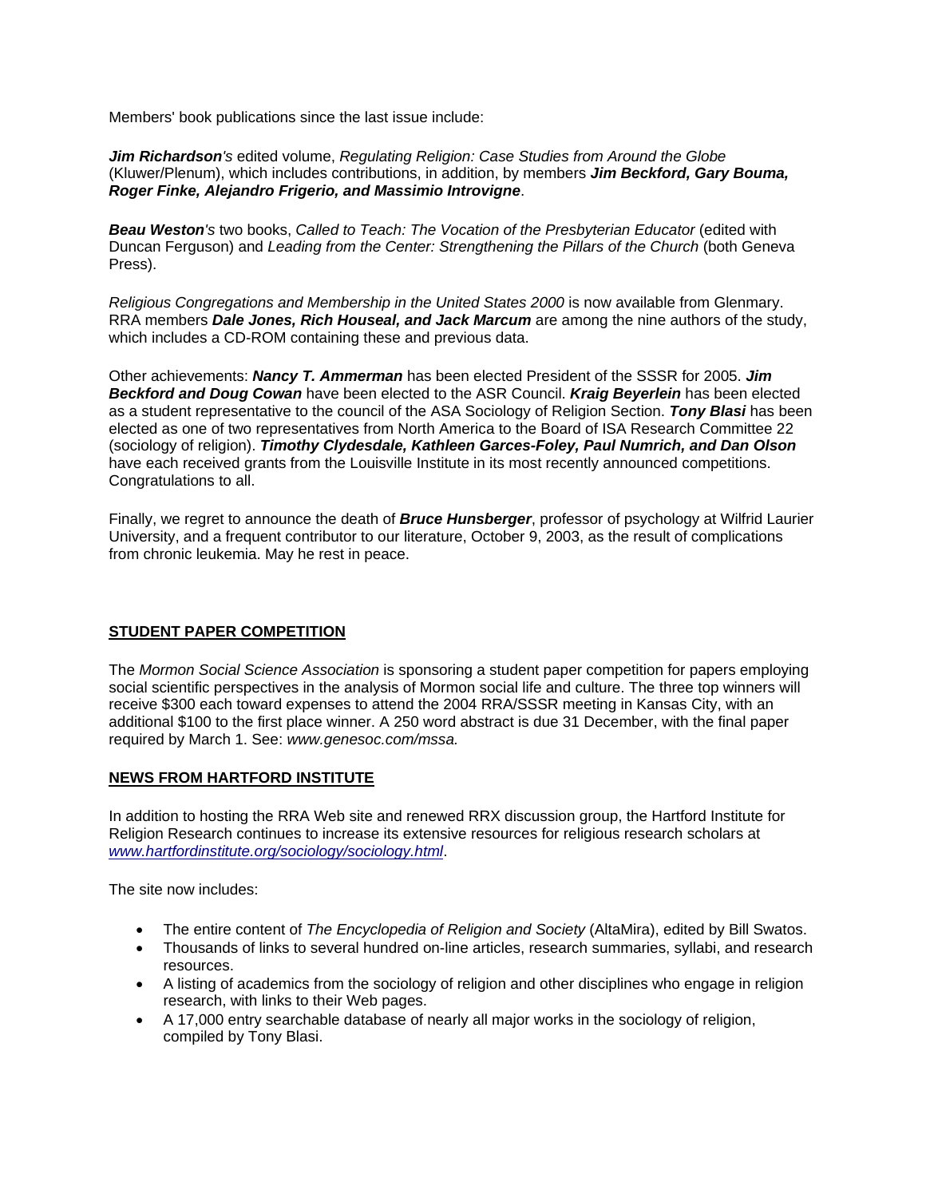Members' book publications since the last issue include:

***Jim Richardson****'s* edited volume, *Regulating Religion: Case Studies from Around the Globe* (Kluwer/Plenum), which includes contributions, in addition, by members ***Jim Beckford, Gary Bouma, Roger Finke, Alejandro Frigerio, and Massimio Introvigne***.

***Beau Weston****'s* two books, *Called to Teach: The Vocation of the Presbyterian Educator* (edited with Duncan Ferguson) and *Leading from the Center: Strengthening the Pillars of the Church* (both Geneva Press).

*Religious Congregations and Membership in the United States 2000* is now available from Glenmary. RRA members ***Dale Jones, Rich Houseal, and Jack Marcum*** are among the nine authors of the study, which includes a CD-ROM containing these and previous data.

Other achievements: ***Nancy T. Ammerman*** has been elected President of the SSSR for 2005. ***Jim Beckford and Doug Cowan*** have been elected to the ASR Council. ***Kraig Beyerlein*** has been elected as a student representative to the council of the ASA Sociology of Religion Section. ***Tony Blasi*** has been elected as one of two representatives from North America to the Board of ISA Research Committee 22 (sociology of religion). ***Timothy Clydesdale, Kathleen Garces-Foley, Paul Numrich, and Dan Olson*** have each received grants from the Louisville Institute in its most recently announced competitions. Congratulations to all.

Finally, we regret to announce the death of ***Bruce Hunsberger***, professor of psychology at Wilfrid Laurier University, and a frequent contributor to our literature, October 9, 2003, as the result of complications from chronic leukemia. May he rest in peace.

## STUDENT PAPER COMPETITION

The *Mormon Social Science Association* is sponsoring a student paper competition for papers employing social scientific perspectives in the analysis of Mormon social life and culture. The three top winners will receive $300 each toward expenses to attend the 2004 RRA/SSSR meeting in Kansas City, with an additional $100 to the first place winner. A 250 word abstract is due 31 December, with the final paper required by March 1. See: *www.genesoc.com/mssa.*

## NEWS FROM HARTFORD INSTITUTE

In addition to hosting the RRA Web site and renewed RRX discussion group, the Hartford Institute for Religion Research continues to increase its extensive resources for religious research scholars at *www.hartfordinstitute.org/sociology/sociology.html*.

The site now includes:

- The entire content of *The Encyclopedia of Religion and Society* (AltaMira), edited by Bill Swatos.
- Thousands of links to several hundred on-line articles, research summaries, syllabi, and research resources.
- A listing of academics from the sociology of religion and other disciplines who engage in religion research, with links to their Web pages.
- A 17,000 entry searchable database of nearly all major works in the sociology of religion, compiled by Tony Blasi.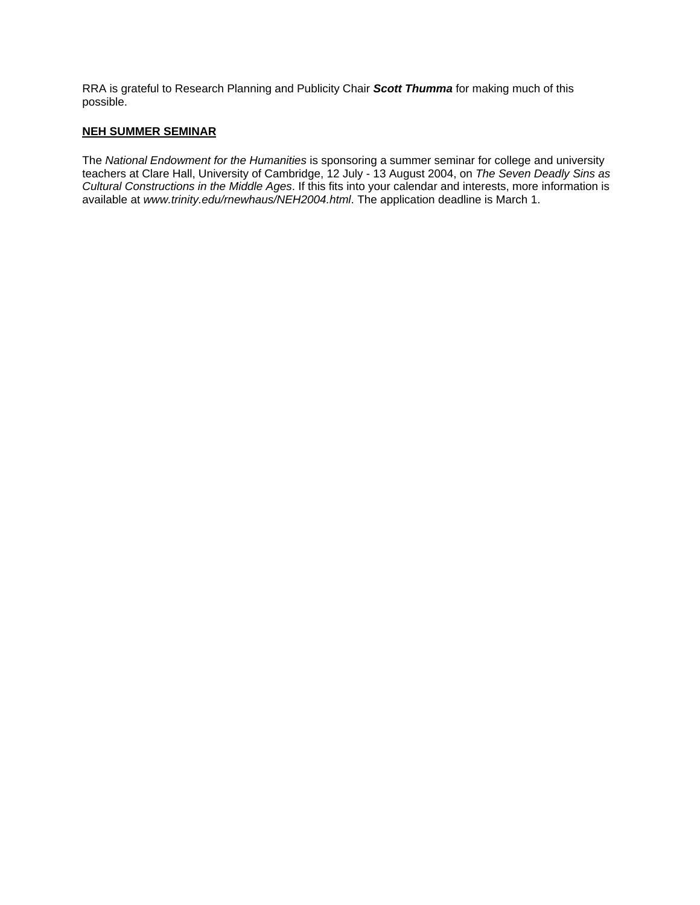RRA is grateful to Research Planning and Publicity Chair ***Scott Thumma*** for making much of this possible.

**NEH SUMMER SEMINAR**

The *National Endowment for the Humanities* is sponsoring a summer seminar for college and university teachers at Clare Hall, University of Cambridge, 12 July - 13 August 2004, on *The Seven Deadly Sins as Cultural Constructions in the Middle Ages*. If this fits into your calendar and interests, more information is available at *www.trinity.edu/rnewhaus/NEH2004.html*. The application deadline is March 1.